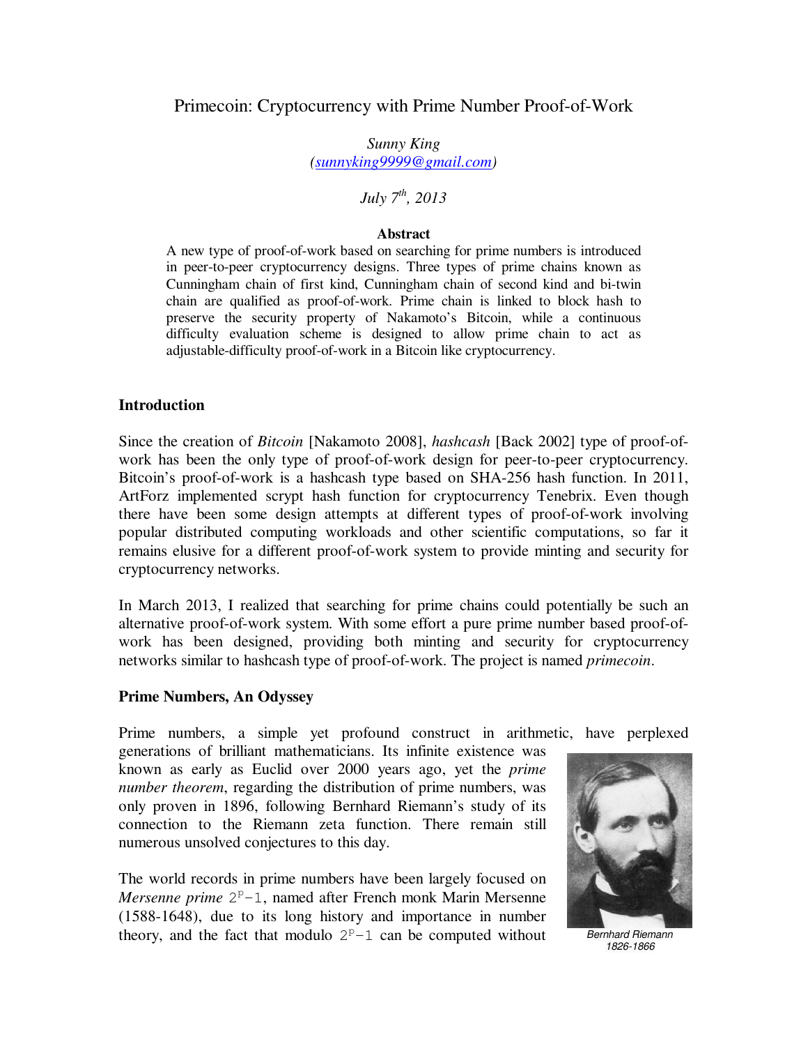# Primecoin: Cryptocurrency with Prime Number Proof-of-Work

*Sunny King*
*(sunnyking9999@gmail.com)*

*July 7th, 2013*

**Abstract**

A new type of proof-of-work based on searching for prime numbers is introduced in peer-to-peer cryptocurrency designs. Three types of prime chains known as Cunningham chain of first kind, Cunningham chain of second kind and bi-twin chain are qualified as proof-of-work. Prime chain is linked to block hash to preserve the security property of Nakamoto's Bitcoin, while a continuous difficulty evaluation scheme is designed to allow prime chain to act as adjustable-difficulty proof-of-work in a Bitcoin like cryptocurrency.

## Introduction

Since the creation of *Bitcoin* [Nakamoto 2008], *hashcash* [Back 2002] type of proof-of-work has been the only type of proof-of-work design for peer-to-peer cryptocurrency. Bitcoin's proof-of-work is a hashcash type based on SHA-256 hash function. In 2011, ArtForz implemented scrypt hash function for cryptocurrency Tenebrix. Even though there have been some design attempts at different types of proof-of-work involving popular distributed computing workloads and other scientific computations, so far it remains elusive for a different proof-of-work system to provide minting and security for cryptocurrency networks.

In March 2013, I realized that searching for prime chains could potentially be such an alternative proof-of-work system. With some effort a pure prime number based proof-of-work has been designed, providing both minting and security for cryptocurrency networks similar to hashcash type of proof-of-work. The project is named *primecoin*.

## Prime Numbers, An Odyssey

Prime numbers, a simple yet profound construct in arithmetic, have perplexed generations of brilliant mathematicians. Its infinite existence was known as early as Euclid over 2000 years ago, yet the *prime number theorem*, regarding the distribution of prime numbers, was only proven in 1896, following Bernhard Riemann's study of its connection to the Riemann zeta function. There remain still numerous unsolved conjectures to this day.

*Bernhard Riemann*
*1826-1866*

The world records in prime numbers have been largely focused on *Mersenne prime* $2^P-1$, named after French monk Marin Mersenne (1588-1648), due to its long history and importance in number theory, and the fact that modulo $2^P-1$ can be computed without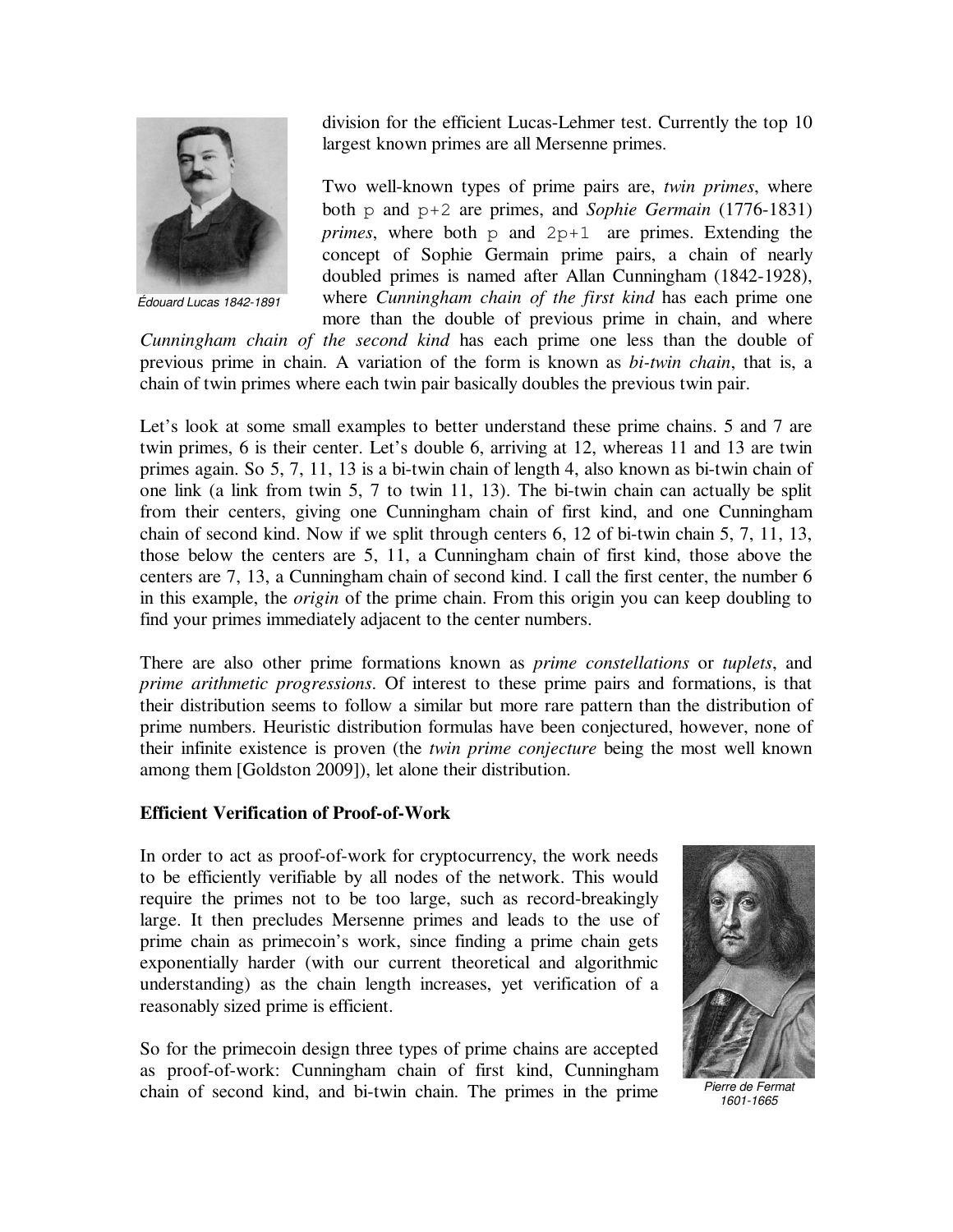Édouard Lucas 1842-1891

division for the efficient Lucas-Lehmer test. Currently the top 10 largest known primes are all Mersenne primes.

Two well-known types of prime pairs are, *twin primes*, where both `p` and `p+2` are primes, and *Sophie Germain* (1776-1831) *primes*, where both `p` and `2p+1` are primes. Extending the concept of Sophie Germain prime pairs, a chain of nearly doubled primes is named after Allan Cunningham (1842-1928), where *Cunningham chain of the first kind* has each prime one more than the double of previous prime in chain, and where *Cunningham chain of the second kind* has each prime one less than the double of previous prime in chain. A variation of the form is known as *bi-twin chain*, that is, a chain of twin primes where each twin pair basically doubles the previous twin pair.

Let's look at some small examples to better understand these prime chains. 5 and 7 are twin primes, 6 is their center. Let's double 6, arriving at 12, whereas 11 and 13 are twin primes again. So 5, 7, 11, 13 is a bi-twin chain of length 4, also known as bi-twin chain of one link (a link from twin 5, 7 to twin 11, 13). The bi-twin chain can actually be split from their centers, giving one Cunningham chain of first kind, and one Cunningham chain of second kind. Now if we split through centers 6, 12 of bi-twin chain 5, 7, 11, 13, those below the centers are 5, 11, a Cunningham chain of first kind, those above the centers are 7, 13, a Cunningham chain of second kind. I call the first center, the number 6 in this example, the *origin* of the prime chain. From this origin you can keep doubling to find your primes immediately adjacent to the center numbers.

There are also other prime formations known as *prime constellations* or *tuplets*, and *prime arithmetic progressions*. Of interest to these prime pairs and formations, is that their distribution seems to follow a similar but more rare pattern than the distribution of prime numbers. Heuristic distribution formulas have been conjectured, however, none of their infinite existence is proven (the *twin prime conjecture* being the most well known among them [Goldston 2009]), let alone their distribution.

**Efficient Verification of Proof-of-Work**

In order to act as proof-of-work for cryptocurrency, the work needs to be efficiently verifiable by all nodes of the network. This would require the primes not to be too large, such as record-breakingly large. It then precludes Mersenne primes and leads to the use of prime chain as primecoin's work, since finding a prime chain gets exponentially harder (with our current theoretical and algorithmic understanding) as the chain length increases, yet verification of a reasonably sized prime is efficient.

So for the primecoin design three types of prime chains are accepted as proof-of-work: Cunningham chain of first kind, Cunningham chain of second kind, and bi-twin chain. The primes in the prime

Pierre de Fermat 1601-1665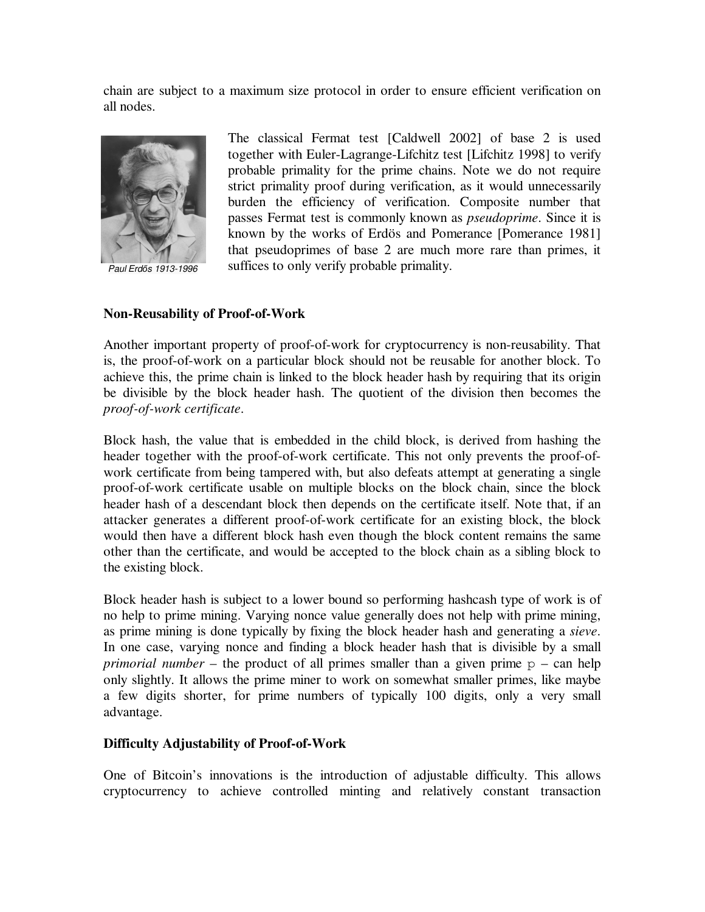chain are subject to a maximum size protocol in order to ensure efficient verification on all nodes.

The classical Fermat test [Caldwell 2002] of base 2 is used together with Euler-Lagrange-Lifchitz test [Lifchitz 1998] to verify probable primality for the prime chains. Note we do not require strict primality proof during verification, as it would unnecessarily burden the efficiency of verification. Composite number that passes Fermat test is commonly known as *pseudoprime*. Since it is known by the works of Erdös and Pomerance [Pomerance 1981] that pseudoprimes of base 2 are much more rare than primes, it suffices to only verify probable primality.

*Paul Erdős 1913-1996*

**Non-Reusability of Proof-of-Work**

Another important property of proof-of-work for cryptocurrency is non-reusability. That is, the proof-of-work on a particular block should not be reusable for another block. To achieve this, the prime chain is linked to the block header hash by requiring that its origin be divisible by the block header hash. The quotient of the division then becomes the *proof-of-work certificate*.

Block hash, the value that is embedded in the child block, is derived from hashing the header together with the proof-of-work certificate. This not only prevents the proof-of-work certificate from being tampered with, but also defeats attempt at generating a single proof-of-work certificate usable on multiple blocks on the block chain, since the block header hash of a descendant block then depends on the certificate itself. Note that, if an attacker generates a different proof-of-work certificate for an existing block, the block would then have a different block hash even though the block content remains the same other than the certificate, and would be accepted to the block chain as a sibling block to the existing block.

Block header hash is subject to a lower bound so performing hashcash type of work is of no help to prime mining. Varying nonce value generally does not help with prime mining, as prime mining is done typically by fixing the block header hash and generating a *sieve*. In one case, varying nonce and finding a block header hash that is divisible by a small *primorial number* – the product of all primes smaller than a given prime $p$ – can help only slightly. It allows the prime miner to work on somewhat smaller primes, like maybe a few digits shorter, for prime numbers of typically 100 digits, only a very small advantage.

**Difficulty Adjustability of Proof-of-Work**

One of Bitcoin's innovations is the introduction of adjustable difficulty. This allows cryptocurrency to achieve controlled minting and relatively constant transaction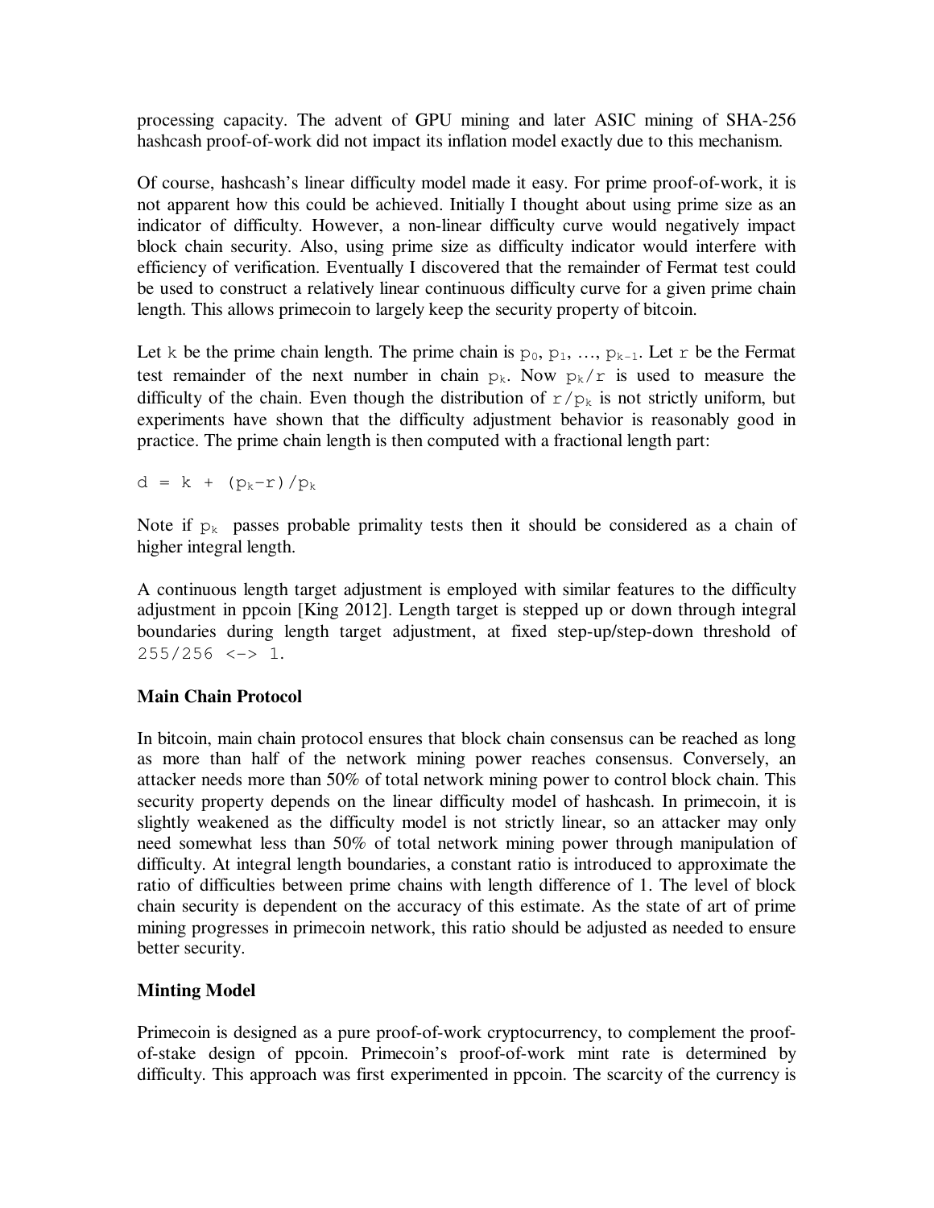processing capacity. The advent of GPU mining and later ASIC mining of SHA-256 hashcash proof-of-work did not impact its inflation model exactly due to this mechanism.

Of course, hashcash's linear difficulty model made it easy. For prime proof-of-work, it is not apparent how this could be achieved. Initially I thought about using prime size as an indicator of difficulty. However, a non-linear difficulty curve would negatively impact block chain security. Also, using prime size as difficulty indicator would interfere with efficiency of verification. Eventually I discovered that the remainder of Fermat test could be used to construct a relatively linear continuous difficulty curve for a given prime chain length. This allows primecoin to largely keep the security property of bitcoin.

Let $k$ be the prime chain length. The prime chain is $p_0, p_1, \ldots, p_{k-1}$. Let $r$ be the Fermat test remainder of the next number in chain $p_k$. Now $p_k/r$ is used to measure the difficulty of the chain. Even though the distribution of $r/p_k$ is not strictly uniform, but experiments have shown that the difficulty adjustment behavior is reasonably good in practice. The prime chain length is then computed with a fractional length part:

$$d = k + (p_k - r)/p_k$$

Note if $p_k$ passes probable primality tests then it should be considered as a chain of higher integral length.

A continuous length target adjustment is employed with similar features to the difficulty adjustment in ppcoin [King 2012]. Length target is stepped up or down through integral boundaries during length target adjustment, at fixed step-up/step-down threshold of 255/256 <-> 1.

### Main Chain Protocol

In bitcoin, main chain protocol ensures that block chain consensus can be reached as long as more than half of the network mining power reaches consensus. Conversely, an attacker needs more than 50% of total network mining power to control block chain. This security property depends on the linear difficulty model of hashcash. In primecoin, it is slightly weakened as the difficulty model is not strictly linear, so an attacker may only need somewhat less than 50% of total network mining power through manipulation of difficulty. At integral length boundaries, a constant ratio is introduced to approximate the ratio of difficulties between prime chains with length difference of 1. The level of block chain security is dependent on the accuracy of this estimate. As the state of art of prime mining progresses in primecoin network, this ratio should be adjusted as needed to ensure better security.

### Minting Model

Primecoin is designed as a pure proof-of-work cryptocurrency, to complement the proof-of-stake design of ppcoin. Primecoin's proof-of-work mint rate is determined by difficulty. This approach was first experimented in ppcoin. The scarcity of the currency is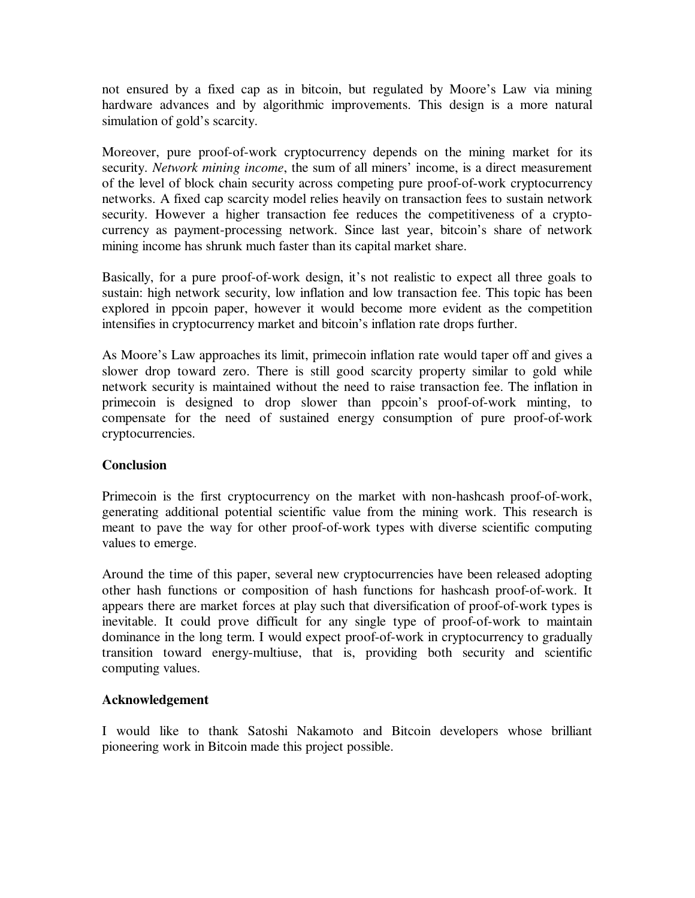not ensured by a fixed cap as in bitcoin, but regulated by Moore's Law via mining hardware advances and by algorithmic improvements. This design is a more natural simulation of gold's scarcity.

Moreover, pure proof-of-work cryptocurrency depends on the mining market for its security. *Network mining income*, the sum of all miners' income, is a direct measurement of the level of block chain security across competing pure proof-of-work cryptocurrency networks. A fixed cap scarcity model relies heavily on transaction fees to sustain network security. However a higher transaction fee reduces the competitiveness of a cryptocurrency as payment-processing network. Since last year, bitcoin's share of network mining income has shrunk much faster than its capital market share.

Basically, for a pure proof-of-work design, it's not realistic to expect all three goals to sustain: high network security, low inflation and low transaction fee. This topic has been explored in ppcoin paper, however it would become more evident as the competition intensifies in cryptocurrency market and bitcoin's inflation rate drops further.

As Moore's Law approaches its limit, primecoin inflation rate would taper off and gives a slower drop toward zero. There is still good scarcity property similar to gold while network security is maintained without the need to raise transaction fee. The inflation in primecoin is designed to drop slower than ppcoin's proof-of-work minting, to compensate for the need of sustained energy consumption of pure proof-of-work cryptocurrencies.

**Conclusion**

Primecoin is the first cryptocurrency on the market with non-hashcash proof-of-work, generating additional potential scientific value from the mining work. This research is meant to pave the way for other proof-of-work types with diverse scientific computing values to emerge.

Around the time of this paper, several new cryptocurrencies have been released adopting other hash functions or composition of hash functions for hashcash proof-of-work. It appears there are market forces at play such that diversification of proof-of-work types is inevitable. It could prove difficult for any single type of proof-of-work to maintain dominance in the long term. I would expect proof-of-work in cryptocurrency to gradually transition toward energy-multiuse, that is, providing both security and scientific computing values.

**Acknowledgement**

I would like to thank Satoshi Nakamoto and Bitcoin developers whose brilliant pioneering work in Bitcoin made this project possible.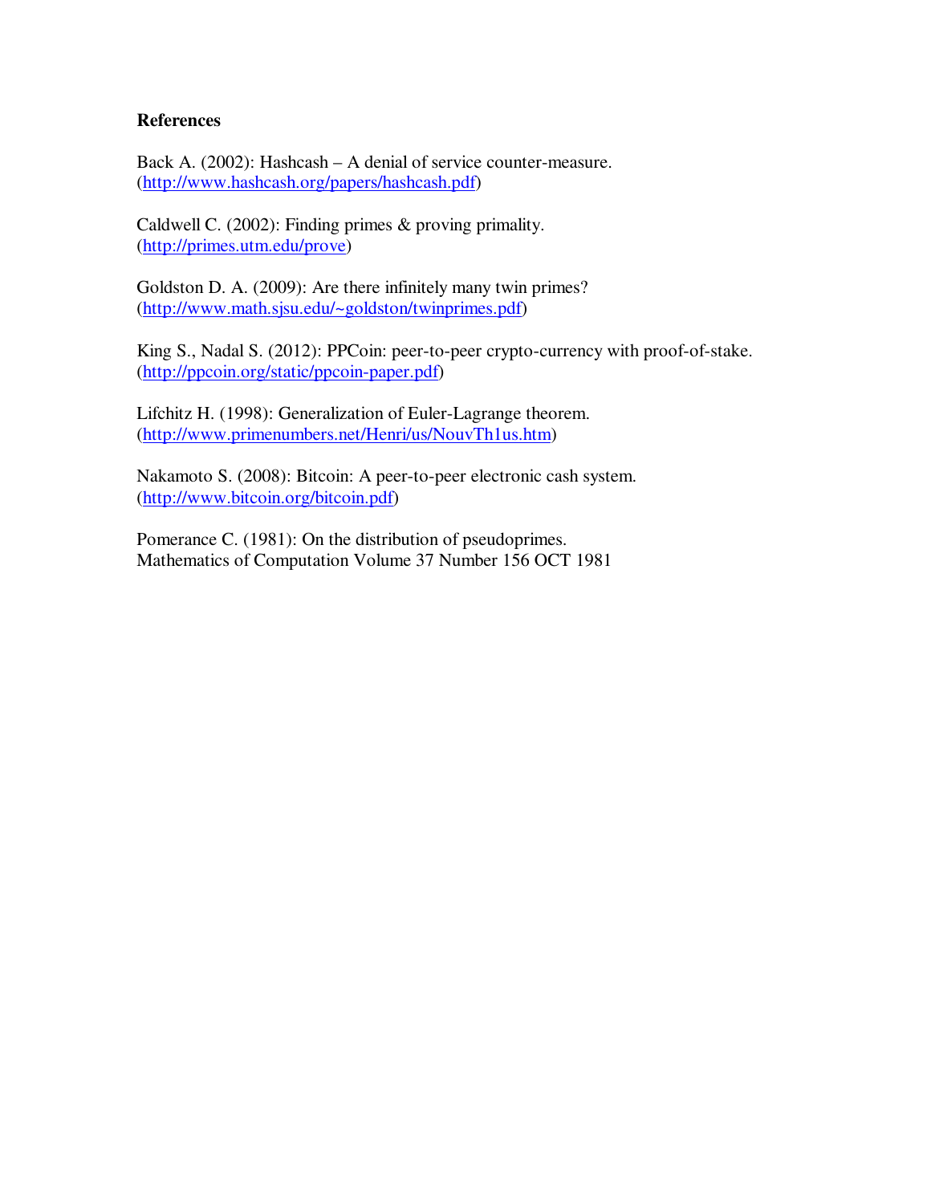## References

Back A. (2002): Hashcash – A denial of service counter-measure.
(http://www.hashcash.org/papers/hashcash.pdf)

Caldwell C. (2002): Finding primes & proving primality.
(http://primes.utm.edu/prove)

Goldston D. A. (2009): Are there infinitely many twin primes?
(http://www.math.sjsu.edu/~goldston/twinprimes.pdf)

King S., Nadal S. (2012): PPCoin: peer-to-peer crypto-currency with proof-of-stake.
(http://ppcoin.org/static/ppcoin-paper.pdf)

Lifchitz H. (1998): Generalization of Euler-Lagrange theorem.
(http://www.primenumbers.net/Henri/us/NouvTh1us.htm)

Nakamoto S. (2008): Bitcoin: A peer-to-peer electronic cash system.
(http://www.bitcoin.org/bitcoin.pdf)

Pomerance C. (1981): On the distribution of pseudoprimes.
Mathematics of Computation Volume 37 Number 156 OCT 1981